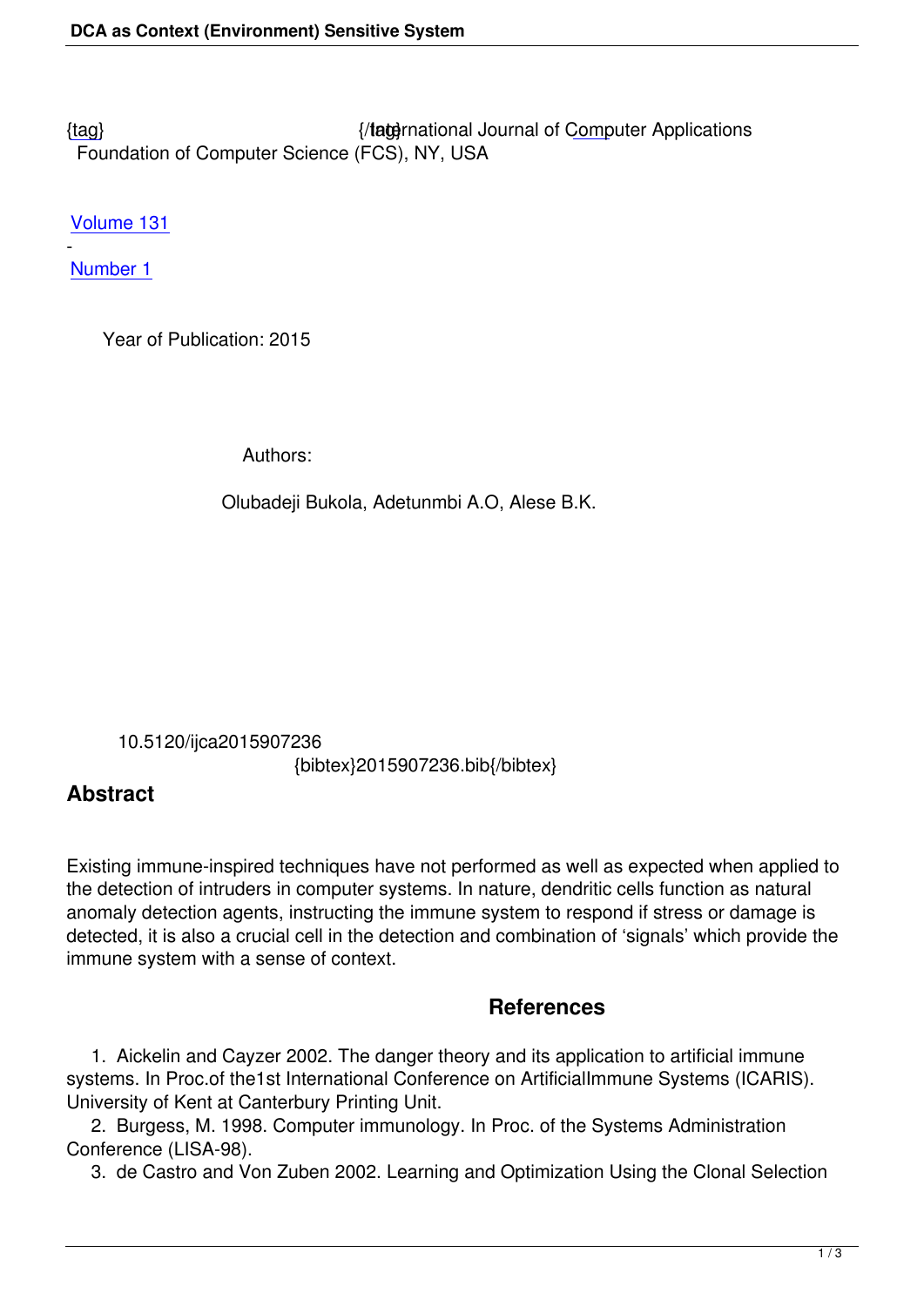{tag} {/tag} International Journal of Computer Applications
Foundation of Computer Science (FCS), NY, USA

Volume 131
-
Number 1

Year of Publication: 2015

Authors:

Olubadeji Bukola, Adetunmbi A.O, Alese B.K.

10.5120/ijca2015907236
{bibtex}2015907236.bib{/bibtex}

## Abstract

Existing immune-inspired techniques have not performed as well as expected when applied to the detection of intruders in computer systems. In nature, dendritic cells function as natural anomaly detection agents, instructing the immune system to respond if stress or damage is detected, it is also a crucial cell in the detection and combination of 'signals' which provide the immune system with a sense of context.

## References

1. Aickelin and Cayzer 2002. The danger theory and its application to artificial immune systems. In Proc.of the1st International Conference on ArtificialImmune Systems (ICARIS). University of Kent at Canterbury Printing Unit.
2. Burgess, M. 1998. Computer immunology. In Proc. of the Systems Administration Conference (LISA-98).
3. de Castro and Von Zuben 2002. Learning and Optimization Using the Clonal Selection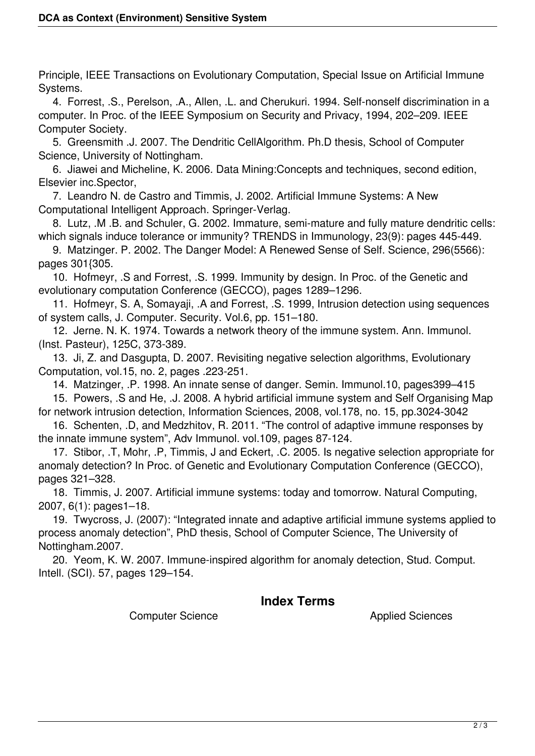Principle, IEEE Transactions on Evolutionary Computation, Special Issue on Artificial Immune Systems.

4. Forrest, .S., Perelson, .A., Allen, .L. and Cherukuri. 1994. Self-nonself discrimination in a computer. In Proc. of the IEEE Symposium on Security and Privacy, 1994, 202–209. IEEE Computer Society.

5. Greensmith .J. 2007. The Dendritic CellAlgorithm. Ph.D thesis, School of Computer Science, University of Nottingham.

6. Jiawei and Micheline, K. 2006. Data Mining:Concepts and techniques, second edition, Elsevier inc.Spector,

7. Leandro N. de Castro and Timmis, J. 2002. Artificial Immune Systems: A New Computational Intelligent Approach. Springer-Verlag.

8. Lutz, .M .B. and Schuler, G. 2002. Immature, semi-mature and fully mature dendritic cells: which signals induce tolerance or immunity? TRENDS in Immunology, 23(9): pages 445-449.

9. Matzinger. P. 2002. The Danger Model: A Renewed Sense of Self. Science, 296(5566): pages 301{305.

10. Hofmeyr, .S and Forrest, .S. 1999. Immunity by design. In Proc. of the Genetic and evolutionary computation Conference (GECCO), pages 1289–1296.

11. Hofmeyr, S. A, Somayaji, .A and Forrest, .S. 1999, Intrusion detection using sequences of system calls, J. Computer. Security. Vol.6, pp. 151–180.

12. Jerne. N. K. 1974. Towards a network theory of the immune system. Ann. Immunol. (Inst. Pasteur), 125C, 373-389.

13. Ji, Z. and Dasgupta, D. 2007. Revisiting negative selection algorithms, Evolutionary Computation, vol.15, no. 2, pages .223-251.

14. Matzinger, .P. 1998. An innate sense of danger. Semin. Immunol.10, pages399–415

15. Powers, .S and He, .J. 2008. A hybrid artificial immune system and Self Organising Map for network intrusion detection, Information Sciences, 2008, vol.178, no. 15, pp.3024-3042

16. Schenten, .D, and Medzhitov, R. 2011. "The control of adaptive immune responses by the innate immune system", Adv Immunol. vol.109, pages 87-124.

17. Stibor, .T, Mohr, .P, Timmis, J and Eckert, .C. 2005. Is negative selection appropriate for anomaly detection? In Proc. of Genetic and Evolutionary Computation Conference (GECCO), pages 321–328.

18. Timmis, J. 2007. Artificial immune systems: today and tomorrow. Natural Computing, 2007, 6(1): pages1–18.

19. Twycross, J. (2007): "Integrated innate and adaptive artificial immune systems applied to process anomaly detection", PhD thesis, School of Computer Science, The University of Nottingham.2007.

20. Yeom, K. W. 2007. Immune-inspired algorithm for anomaly detection, Stud. Comput. Intell. (SCI). 57, pages 129–154.

## Index Terms

Computer Science

Applied Sciences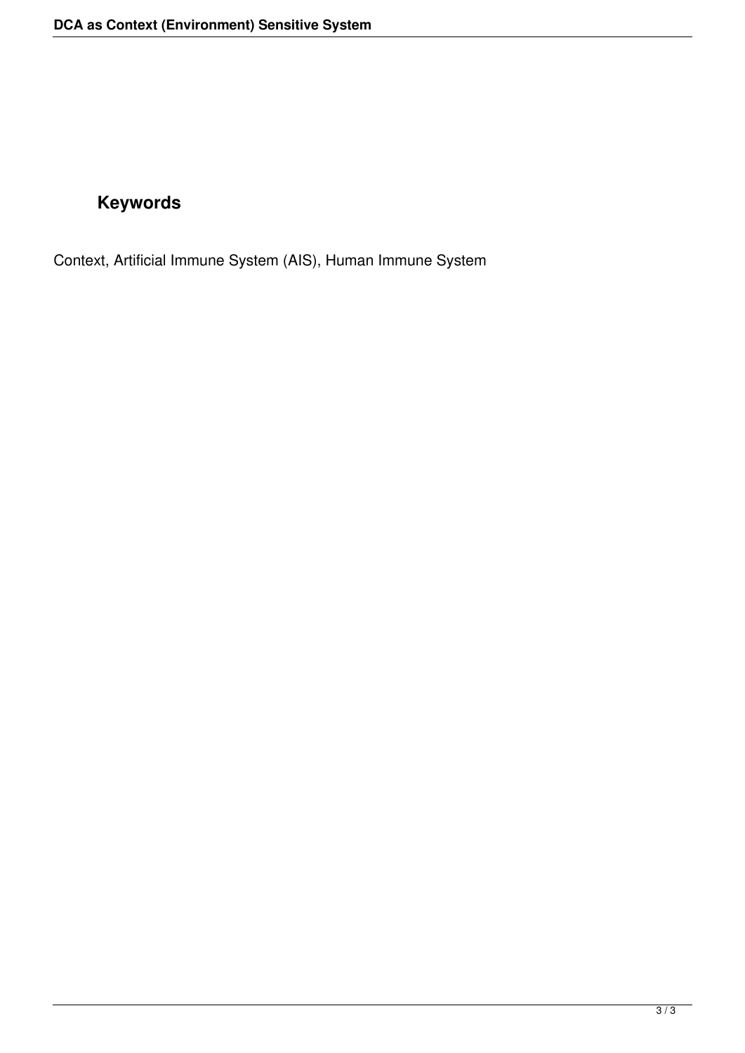## Keywords

Context, Artificial Immune System (AIS), Human Immune System